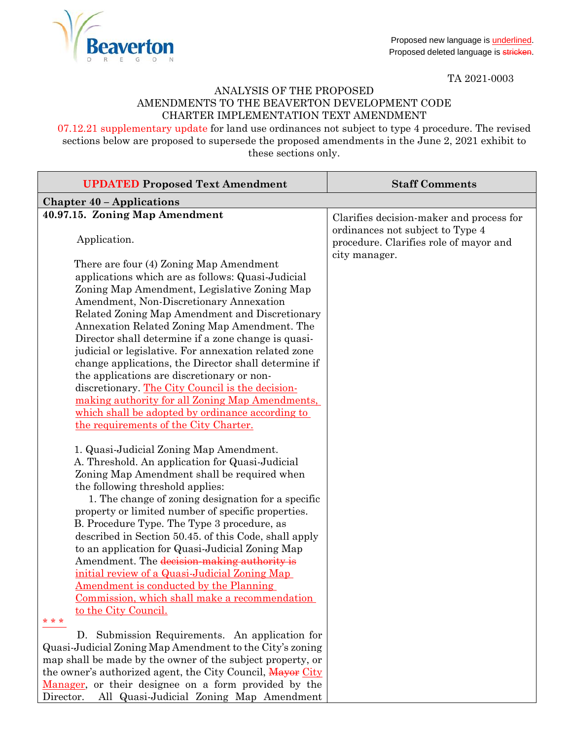Proposed new language is underlined.
Proposed deleted language is ~~stricken~~.

TA 2021-0003

ANALYSIS OF THE PROPOSED
AMENDMENTS TO THE BEAVERTON DEVELOPMENT CODE
CHARTER IMPLEMENTATION TEXT AMENDMENT

07.12.21 supplementary update for land use ordinances not subject to type 4 procedure. The revised sections below are proposed to supersede the proposed amendments in the June 2, 2021 exhibit to these sections only.

| UPDATED Proposed Text Amendment | Staff Comments |
|---|---|
| **Chapter 40 – Applications** | |
| **40.97.15. Zoning Map Amendment**<br><br>Application.<br><br>There are four (4) Zoning Map Amendment applications which are as follows: Quasi-Judicial Zoning Map Amendment, Legislative Zoning Map Amendment, Non-Discretionary Annexation Related Zoning Map Amendment and Discretionary Annexation Related Zoning Map Amendment. The Director shall determine if a zone change is quasi-judicial or legislative. For annexation related zone change applications, the Director shall determine if the applications are discretionary or non-discretionary. <u>The City Council is the decision-making authority for all Zoning Map Amendments, which shall be adopted by ordinance according to the requirements of the City Charter.</u><br><br>1. Quasi-Judicial Zoning Map Amendment.<br>A. Threshold. An application for Quasi-Judicial Zoning Map Amendment shall be required when the following threshold applies:<br>1. The change of zoning designation for a specific property or limited number of specific properties.<br>B. Procedure Type. The Type 3 procedure, as described in Section 50.45. of this Code, shall apply to an application for Quasi-Judicial Zoning Map Amendment. The ~~decision-making authority is~~ <u>initial review of a Quasi-Judicial Zoning Map Amendment is conducted by the Planning Commission, which shall make a recommendation to the City Council.</u><br><u>* * *</u><br>D. Submission Requirements. An application for Quasi-Judicial Zoning Map Amendment to the City's zoning map shall be made by the owner of the subject property, or the owner's authorized agent, the City Council, ~~Mayor~~ <u>City Manager</u>, or their designee on a form provided by the Director. All Quasi-Judicial Zoning Map Amendment | Clarifies decision-maker and process for ordinances not subject to Type 4 procedure. Clarifies role of mayor and city manager. |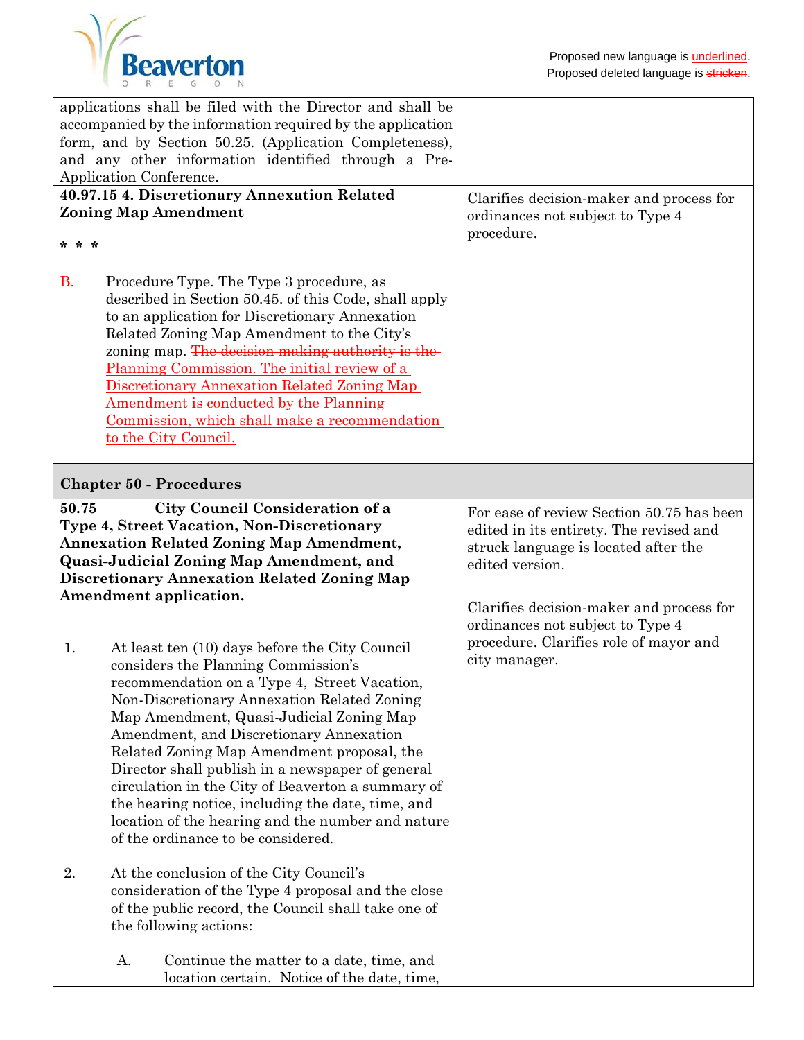Proposed new language is underlined.
Proposed deleted language is ~~stricken~~.

| | |
|---|---|
| applications shall be filed with the Director and shall be accompanied by the information required by the application form, and by Section 50.25. (Application Completeness), and any other information identified through a Pre-Application Conference. | |
| **40.97.15 4. Discretionary Annexation Related Zoning Map Amendment**<br><br>**\* \* \***<br><br><u>B.</u> Procedure Type. The Type 3 procedure, as described in Section 50.45. of this Code, shall apply to an application for Discretionary Annexation Related Zoning Map Amendment to the City's zoning map. ~~The decision making authority is the Planning Commission.~~ <u>The initial review of a Discretionary Annexation Related Zoning Map Amendment is conducted by the Planning Commission, which shall make a recommendation to the City Council.</u> | Clarifies decision-maker and process for ordinances not subject to Type 4 procedure. |
| **Chapter 50 - Procedures** | |
| **50.75 City Council Consideration of a Type 4, Street Vacation, Non-Discretionary Annexation Related Zoning Map Amendment, Quasi-Judicial Zoning Map Amendment, and Discretionary Annexation Related Zoning Map Amendment application.**<br><br>1. At least ten (10) days before the City Council considers the Planning Commission's recommendation on a Type 4, Street Vacation, Non-Discretionary Annexation Related Zoning Map Amendment, Quasi-Judicial Zoning Map Amendment, and Discretionary Annexation Related Zoning Map Amendment proposal, the Director shall publish in a newspaper of general circulation in the City of Beaverton a summary of the hearing notice, including the date, time, and location of the hearing and the number and nature of the ordinance to be considered.<br><br>2. At the conclusion of the City Council's consideration of the Type 4 proposal and the close of the public record, the Council shall take one of the following actions:<br><br>A. Continue the matter to a date, time, and location certain. Notice of the date, time, | For ease of review Section 50.75 has been edited in its entirety. The revised and struck language is located after the edited version.<br><br>Clarifies decision-maker and process for ordinances not subject to Type 4 procedure. Clarifies role of mayor and city manager. |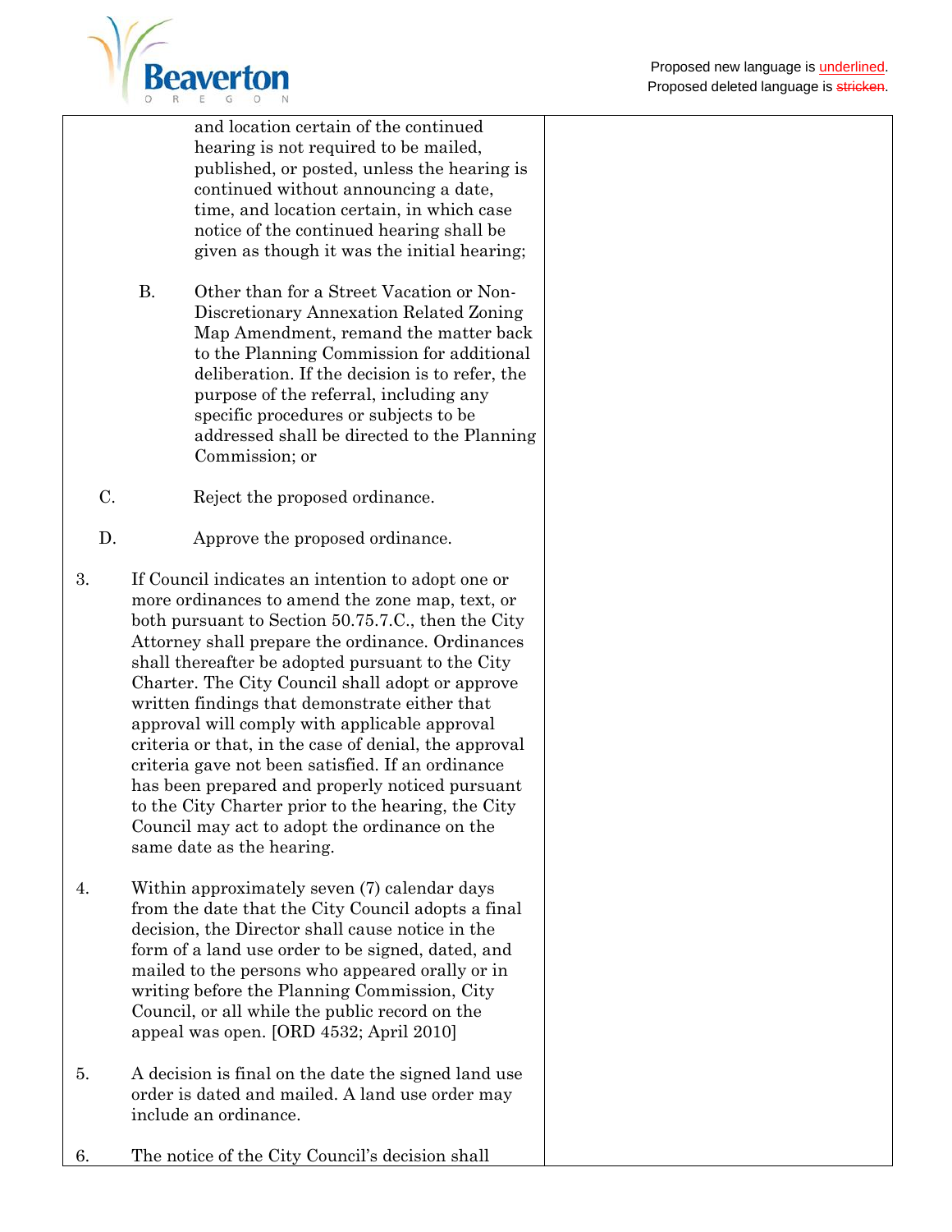and location certain of the continued hearing is not required to be mailed, published, or posted, unless the hearing is continued without announcing a date, time, and location certain, in which case notice of the continued hearing shall be given as though it was the initial hearing;

B. Other than for a Street Vacation or Non-Discretionary Annexation Related Zoning Map Amendment, remand the matter back to the Planning Commission for additional deliberation. If the decision is to refer, the purpose of the referral, including any specific procedures or subjects to be addressed shall be directed to the Planning Commission; or

C. Reject the proposed ordinance.

D. Approve the proposed ordinance.

3. If Council indicates an intention to adopt one or more ordinances to amend the zone map, text, or both pursuant to Section 50.75.7.C., then the City Attorney shall prepare the ordinance. Ordinances shall thereafter be adopted pursuant to the City Charter. The City Council shall adopt or approve written findings that demonstrate either that approval will comply with applicable approval criteria or that, in the case of denial, the approval criteria gave not been satisfied. If an ordinance has been prepared and properly noticed pursuant to the City Charter prior to the hearing, the City Council may act to adopt the ordinance on the same date as the hearing.

4. Within approximately seven (7) calendar days from the date that the City Council adopts a final decision, the Director shall cause notice in the form of a land use order to be signed, dated, and mailed to the persons who appeared orally or in writing before the Planning Commission, City Council, or all while the public record on the appeal was open. [ORD 4532; April 2010]

5. A decision is final on the date the signed land use order is dated and mailed. A land use order may include an ordinance.

6. The notice of the City Council's decision shall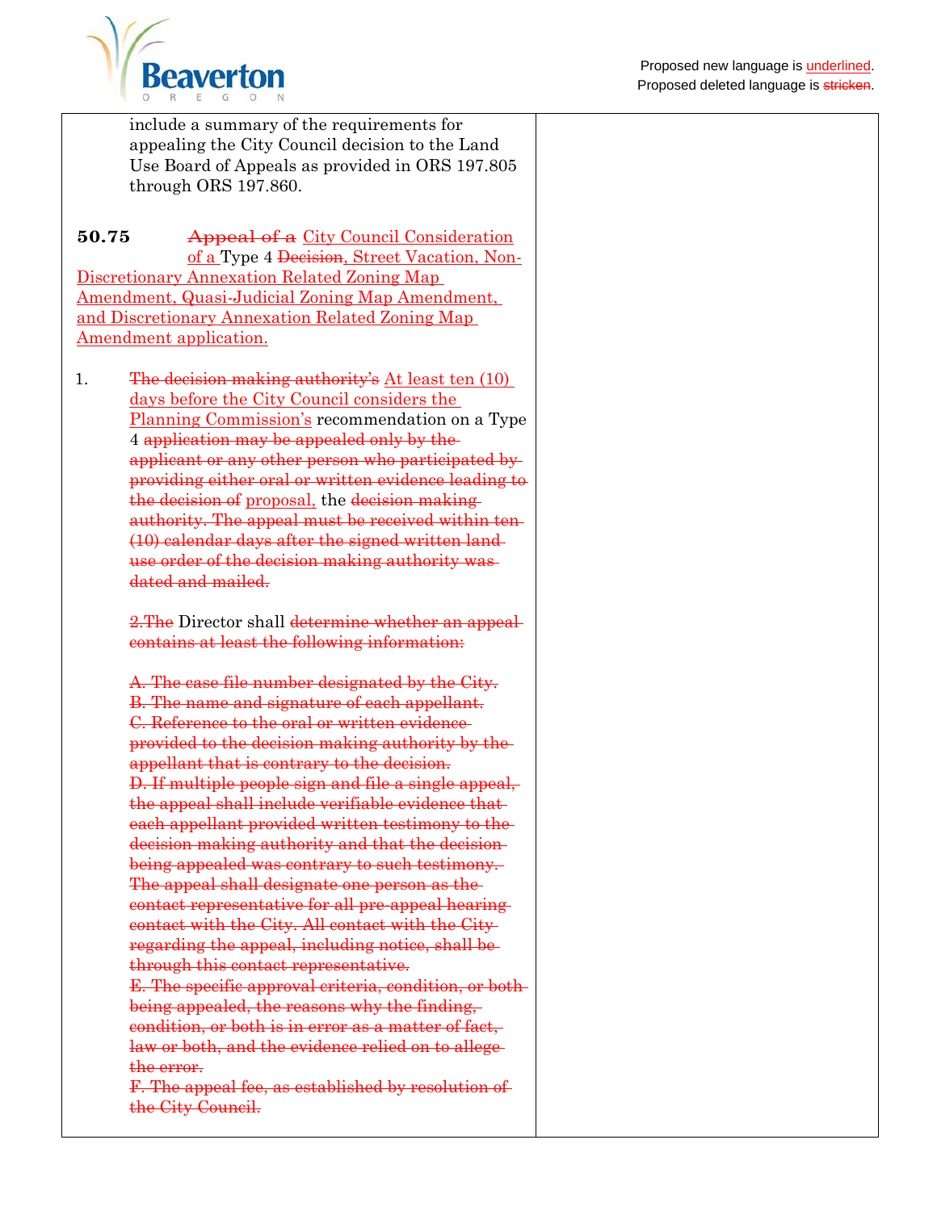Proposed new language is underlined.
Proposed deleted language is ~~stricken~~.

include a summary of the requirements for appealing the City Council decision to the Land Use Board of Appeals as provided in ORS 197.805 through ORS 197.860.

**50.75** ~~Appeal of a~~ City Council Consideration of a Type 4 ~~Decision~~, Street Vacation, Non-Discretionary Annexation Related Zoning Map Amendment, Quasi-Judicial Zoning Map Amendment, and Discretionary Annexation Related Zoning Map Amendment application.

1. ~~The decision making authority's~~ At least ten (10) days before the City Council considers the Planning Commission's recommendation on a Type 4 ~~application may be appealed only by the applicant or any other person who participated by providing either oral or written evidence leading to the decision of~~ proposal, the ~~decision making authority. The appeal must be received within ten (10) calendar days after the signed written land use order of the decision making authority was dated and mailed.~~

   ~~2.The~~ Director shall ~~determine whether an appeal contains at least the following information:~~

   ~~A. The case file number designated by the City.~~
   ~~B. The name and signature of each appellant.~~
   ~~C. Reference to the oral or written evidence provided to the decision making authority by the appellant that is contrary to the decision.~~
   ~~D. If multiple people sign and file a single appeal, the appeal shall include verifiable evidence that each appellant provided written testimony to the decision making authority and that the decision being appealed was contrary to such testimony. The appeal shall designate one person as the contact representative for all pre-appeal hearing contact with the City. All contact with the City regarding the appeal, including notice, shall be through this contact representative.~~
   ~~E. The specific approval criteria, condition, or both being appealed, the reasons why the finding, condition, or both is in error as a matter of fact, law or both, and the evidence relied on to allege the error.~~
   ~~F. The appeal fee, as established by resolution of the City Council.~~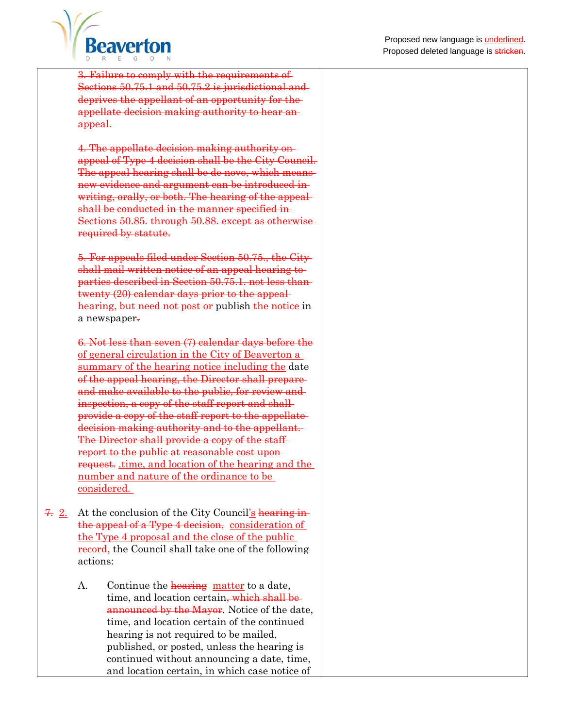Proposed new language is underlined.
Proposed deleted language is ~~stricken~~.

| | |
|---|---|
| ~~3. Failure to comply with the requirements of Sections 50.75.1 and 50.75.2 is jurisdictional and deprives the appellant of an opportunity for the appellate decision making authority to hear an appeal.~~<br><br>~~4. The appellate decision making authority on appeal of Type 4 decision shall be the City Council. The appeal hearing shall be de novo, which means new evidence and argument can be introduced in writing, orally, or both. The hearing of the appeal shall be conducted in the manner specified in Sections 50.85. through 50.88. except as otherwise required by statute.~~<br><br>~~5. For appeals filed under Section 50.75., the City shall mail written notice of an appeal hearing to parties described in Section 50.75.1. not less than twenty (20) calendar days prior to the appeal hearing, but need not post or~~ publish ~~the notice~~ in a newspaper~~.~~<br><br>~~6. Not less than seven (7) calendar days before the~~ <u>of general circulation in the City of Beaverton a summary of the hearing notice including the</u> date ~~of the appeal hearing, the Director shall prepare and make available to the public, for review and inspection, a copy of the staff report and shall provide a copy of the staff report to the appellate decision making authority and to the appellant. The Director shall provide a copy of the staff report to the public at reasonable cost upon request.~~ <u>,time, and location of the hearing and the number and nature of the ordinance to be considered.</u><br><br>~~7.~~ <u>2.</u> At the conclusion of the City Council<u>'s</u> ~~hearing in the appeal of a Type 4 decision,~~ <u>consideration of the Type 4 proposal and the close of the public record,</u> the Council shall take one of the following actions:<br><br>A. Continue the ~~hearing~~ <u>matter</u> to a date, time, and location certain~~, which shall be announced by the Mayor~~. Notice of the date, time, and location certain of the continued hearing is not required to be mailed, published, or posted, unless the hearing is continued without announcing a date, time, and location certain, in which case notice of | |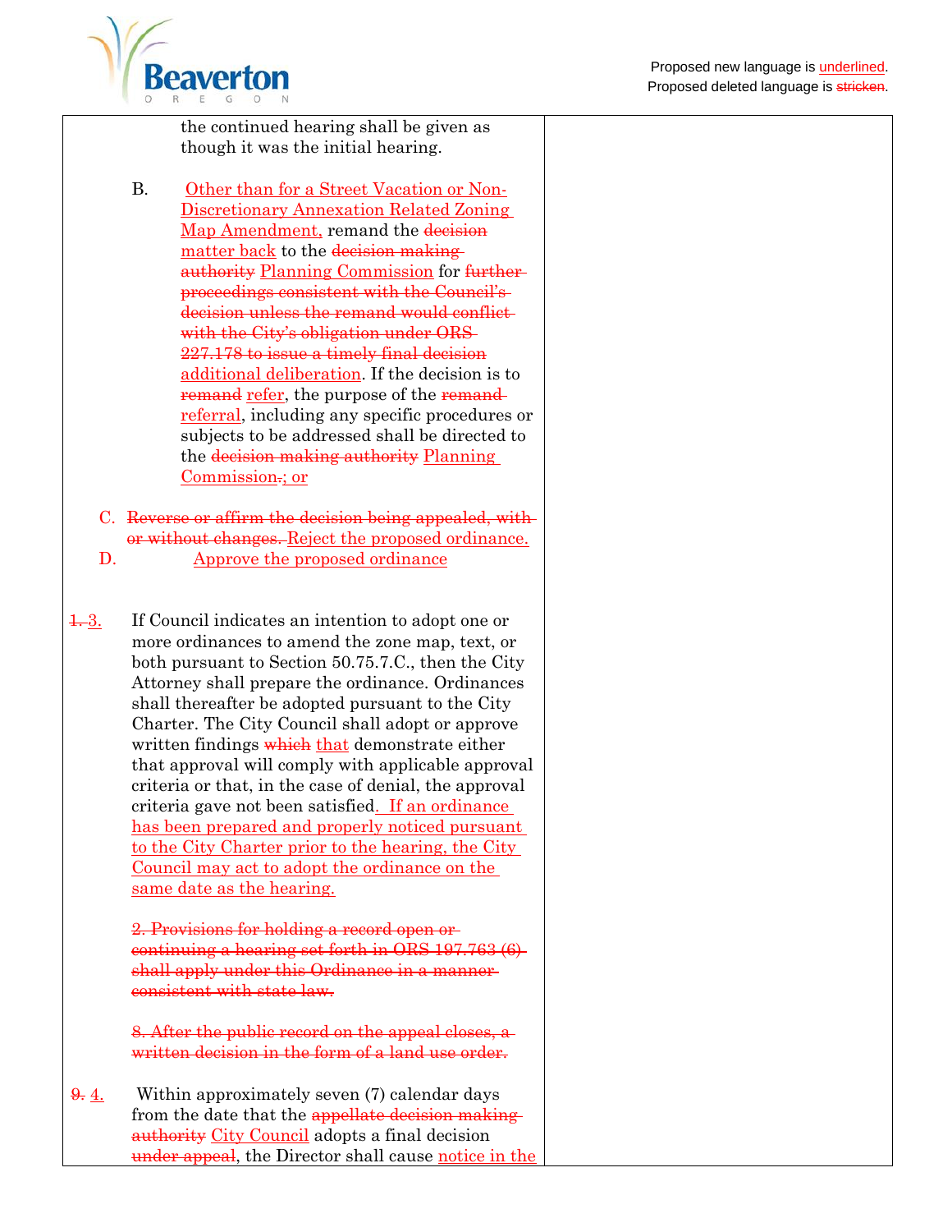Proposed new language is underlined.
Proposed deleted language is ~~stricken~~.

the continued hearing shall be given as though it was the initial hearing.

B. <u>Other than for a Street Vacation or Non-Discretionary Annexation Related Zoning Map Amendment,</u> remand the ~~decision~~ <u>matter back</u> to the ~~decision making authority~~ <u>Planning Commission</u> for ~~further proceedings consistent with the Council's decision unless the remand would conflict with the City's obligation under ORS 227.178 to issue a timely final decision~~ <u>additional deliberation</u>. If the decision is to ~~remand~~ <u>refer</u>, the purpose of the ~~remand~~ <u>referral</u>, including any specific procedures or subjects to be addressed shall be directed to the ~~decision making authority~~ <u>Planning Commission</u>~~.~~<u>; or</u>

C. ~~Reverse or affirm the decision being appealed, with or without changes.~~ <u>Reject the proposed ordinance.</u>

D. <u>Approve the proposed ordinance</u>

~~1.~~ <u>3.</u> If Council indicates an intention to adopt one or more ordinances to amend the zone map, text, or both pursuant to Section 50.75.7.C., then the City Attorney shall prepare the ordinance. Ordinances shall thereafter be adopted pursuant to the City Charter. The City Council shall adopt or approve written findings ~~which~~ <u>that</u> demonstrate either that approval will comply with applicable approval criteria or that, in the case of denial, the approval criteria gave not been satisfied<u>. If an ordinance has been prepared and properly noticed pursuant to the City Charter prior to the hearing, the City Council may act to adopt the ordinance on the same date as the hearing.</u>

~~2. Provisions for holding a record open or continuing a hearing set forth in ORS 197.763 (6) shall apply under this Ordinance in a manner consistent with state law.~~

~~8. After the public record on the appeal closes, a written decision in the form of a land use order.~~

~~9.~~ <u>4.</u> Within approximately seven (7) calendar days from the date that the ~~appellate decision making authority~~ <u>City Council</u> adopts a final decision ~~under appeal~~, the Director shall cause <u>notice in the</u>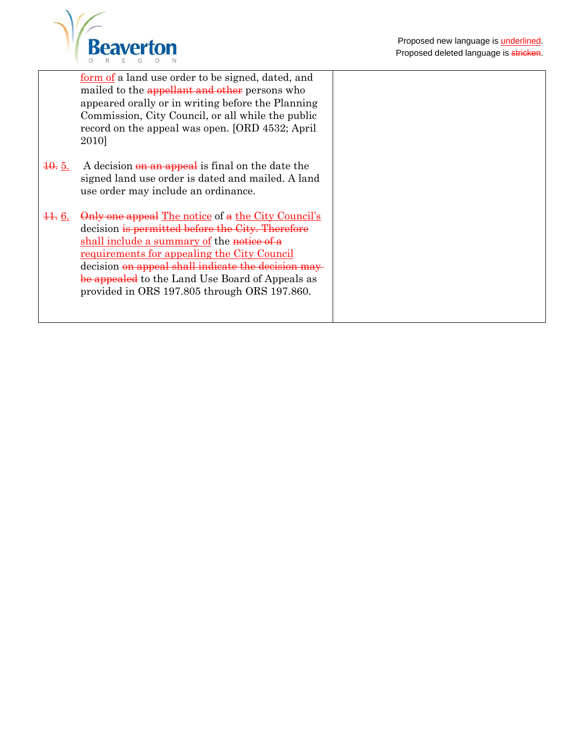| | |
|---|---|
| <ins>form of</ins> a land use order to be signed, dated, and mailed to the ~~appellant and other~~ persons who appeared orally or in writing before the Planning Commission, City Council, or all while the public record on the appeal was open. [ORD 4532; April 2010]<br><br>~~10.~~ <ins>5.</ins> A decision ~~on an appeal~~ is final on the date the signed land use order is dated and mailed. A land use order may include an ordinance.<br><br>~~11.~~ <ins>6.</ins> ~~Only one appeal~~ <ins>The notice</ins> of ~~a~~ <ins>the City Council's</ins> decision ~~is permitted before the City. Therefore~~ <ins>shall include a summary of</ins> the ~~notice of a~~ <ins>requirements for appealing the City Council</ins> decision ~~on appeal shall indicate the decision may be appealed~~ to the Land Use Board of Appeals as provided in ORS 197.805 through ORS 197.860. | |